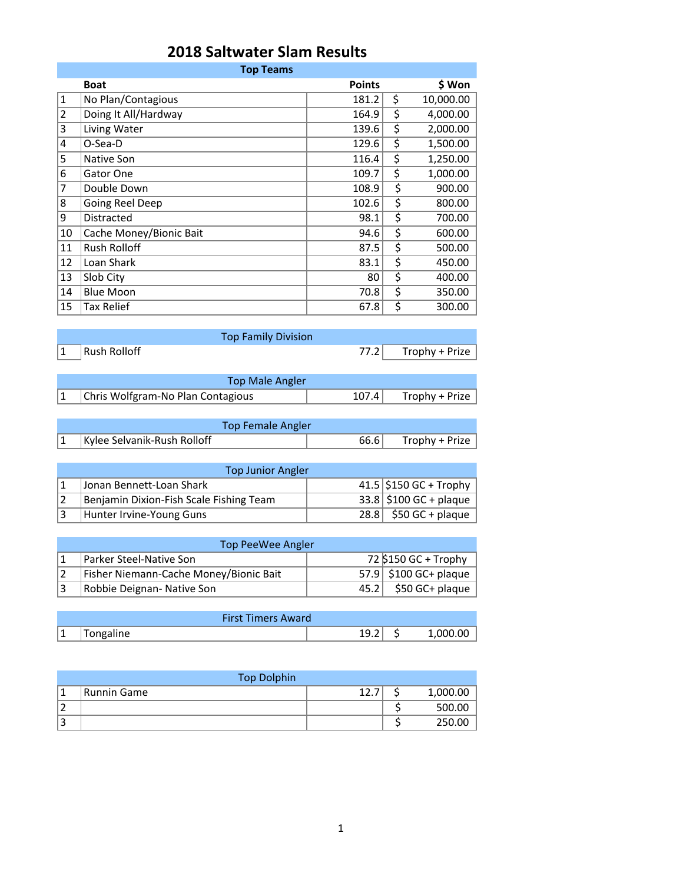# 2018 Saltwater Slam Results

## Top Teams

| | Boat | Points | $ Won |
|---|---|---|---|
| 1 | No Plan/Contagious | 181.2 | $ 10,000.00 |
| 2 | Doing It All/Hardway | 164.9 | $ 4,000.00 |
| 3 | Living Water | 139.6 | $ 2,000.00 |
| 4 | O-Sea-D | 129.6 | $ 1,500.00 |
| 5 | Native Son | 116.4 | $ 1,250.00 |
| 6 | Gator One | 109.7 | $ 1,000.00 |
| 7 | Double Down | 108.9 | $ 900.00 |
| 8 | Going Reel Deep | 102.6 | $ 800.00 |
| 9 | Distracted | 98.1 | $ 700.00 |
| 10 | Cache Money/Bionic Bait | 94.6 | $ 600.00 |
| 11 | Rush Rolloff | 87.5 | $ 500.00 |
| 12 | Loan Shark | 83.1 | $ 450.00 |
| 13 | Slob City | 80 | $ 400.00 |
| 14 | Blue Moon | 70.8 | $ 350.00 |
| 15 | Tax Relief | 67.8 | $ 300.00 |

## Top Family Division

| | | | |
|---|---|---|---|
| 1 | Rush Rolloff | 77.2 | Trophy + Prize |

## Top Male Angler

| | | | |
|---|---|---|---|
| 1 | Chris Wolfgram-No Plan Contagious | 107.4 | Trophy + Prize |

## Top Female Angler

| | | | |
|---|---|---|---|
| 1 | Kylee Selvanik-Rush Rolloff | 66.6 | Trophy + Prize |

## Top Junior Angler

| | | | |
|---|---|---|---|
| 1 | Jonan Bennett-Loan Shark | 41.5 | $150 GC + Trophy |
| 2 | Benjamin Dixion-Fish Scale Fishing Team | 33.8 | $100 GC + plaque |
| 3 | Hunter Irvine-Young Guns | 28.8 | $50 GC + plaque |

## Top PeeWee Angler

| | | | |
|---|---|---|---|
| 1 | Parker Steel-Native Son | 72 | $150 GC + Trophy |
| 2 | Fisher Niemann-Cache Money/Bionic Bait | 57.9 | $100 GC+ plaque |
| 3 | Robbie Deignan- Native Son | 45.2 | $50 GC+ plaque |

## First Timers Award

| | | | |
|---|---|---|---|
| 1 | Tongaline | 19.2 | $ 1,000.00 |

## Top Dolphin

| | | | |
|---|---|---|---|
| 1 | Runnin Game | 12.7 | $ 1,000.00 |
| 2 | | | $ 500.00 |
| 3 | | | $ 250.00 |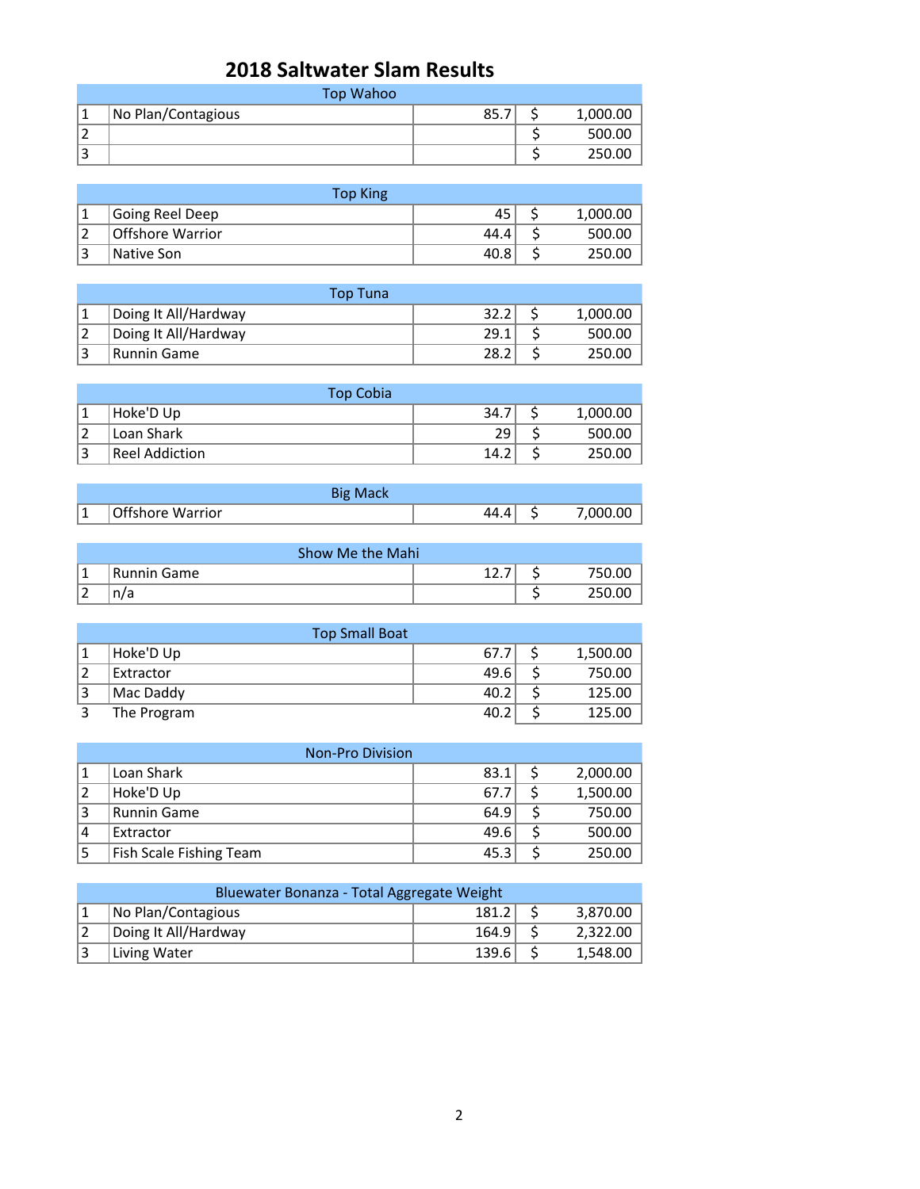# 2018 Saltwater Slam Results

| Top Wahoo | | | | |
|---|---|---|---|---|
| 1 | No Plan/Contagious | 85.7 | $ | 1,000.00 |
| 2 | | | $ | 500.00 |
| 3 | | | $ | 250.00 |

| Top King | | | | |
|---|---|---|---|---|
| 1 | Going Reel Deep | 45 | $ | 1,000.00 |
| 2 | Offshore Warrior | 44.4 | $ | 500.00 |
| 3 | Native Son | 40.8 | $ | 250.00 |

| Top Tuna | | | | |
|---|---|---|---|---|
| 1 | Doing It All/Hardway | 32.2 | $ | 1,000.00 |
| 2 | Doing It All/Hardway | 29.1 | $ | 500.00 |
| 3 | Runnin Game | 28.2 | $ | 250.00 |

| Top Cobia | | | | |
|---|---|---|---|---|
| 1 | Hoke'D Up | 34.7 | $ | 1,000.00 |
| 2 | Loan Shark | 29 | $ | 500.00 |
| 3 | Reel Addiction | 14.2 | $ | 250.00 |

| Big Mack | | | | |
|---|---|---|---|---|
| 1 | Offshore Warrior | 44.4 | $ | 7,000.00 |

| Show Me the Mahi | | | | |
|---|---|---|---|---|
| 1 | Runnin Game | 12.7 | $ | 750.00 |
| 2 | n/a | | $ | 250.00 |

| Top Small Boat | | | | |
|---|---|---|---|---|
| 1 | Hoke'D Up | 67.7 | $ | 1,500.00 |
| 2 | Extractor | 49.6 | $ | 750.00 |
| 3 | Mac Daddy | 40.2 | $ | 125.00 |
| 3 | The Program | 40.2 | $ | 125.00 |

| Non-Pro Division | | | | |
|---|---|---|---|---|
| 1 | Loan Shark | 83.1 | $ | 2,000.00 |
| 2 | Hoke'D Up | 67.7 | $ | 1,500.00 |
| 3 | Runnin Game | 64.9 | $ | 750.00 |
| 4 | Extractor | 49.6 | $ | 500.00 |
| 5 | Fish Scale Fishing Team | 45.3 | $ | 250.00 |

| Bluewater Bonanza - Total Aggregate Weight | | | | |
|---|---|---|---|---|
| 1 | No Plan/Contagious | 181.2 | $ | 3,870.00 |
| 2 | Doing It All/Hardway | 164.9 | $ | 2,322.00 |
| 3 | Living Water | 139.6 | $ | 1,548.00 |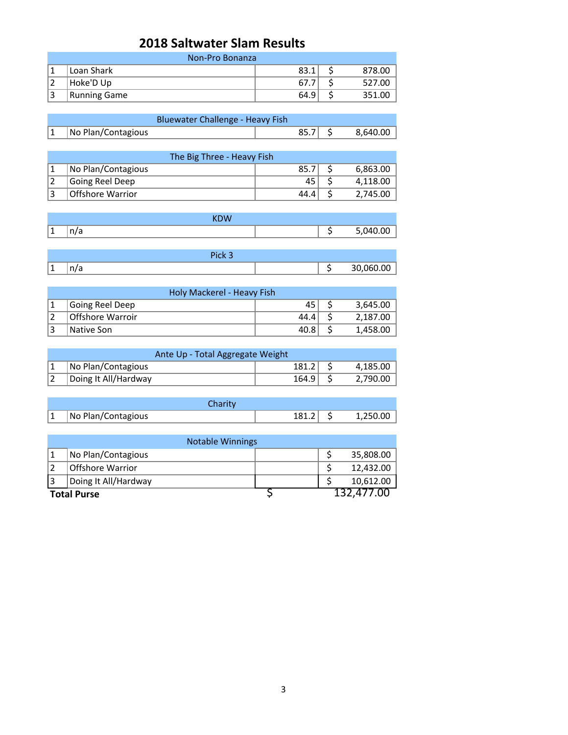# 2018 Saltwater Slam Results

| Non-Pro Bonanza | | | |
|---|---|---|---|
| 1 | Loan Shark | 83.1 | $ 878.00 |
| 2 | Hoke'D Up | 67.7 | $ 527.00 |
| 3 | Running Game | 64.9 | $ 351.00 |

| Bluewater Challenge - Heavy Fish | | | |
|---|---|---|---|
| 1 | No Plan/Contagious | 85.7 | $ 8,640.00 |

| The Big Three - Heavy Fish | | | |
|---|---|---|---|
| 1 | No Plan/Contagious | 85.7 | $ 6,863.00 |
| 2 | Going Reel Deep | 45 | $ 4,118.00 |
| 3 | Offshore Warrior | 44.4 | $ 2,745.00 |

| KDW | | | |
|---|---|---|---|
| 1 | n/a | | $ 5,040.00 |

| Pick 3 | | | |
|---|---|---|---|
| 1 | n/a | | $ 30,060.00 |

| Holy Mackerel - Heavy Fish | | | |
|---|---|---|---|
| 1 | Going Reel Deep | 45 | $ 3,645.00 |
| 2 | Offshore Warroir | 44.4 | $ 2,187.00 |
| 3 | Native Son | 40.8 | $ 1,458.00 |

| Ante Up - Total Aggregate Weight | | | |
|---|---|---|---|
| 1 | No Plan/Contagious | 181.2 | $ 4,185.00 |
| 2 | Doing It All/Hardway | 164.9 | $ 2,790.00 |

| Charity | | | |
|---|---|---|---|
| 1 | No Plan/Contagious | 181.2 | $ 1,250.00 |

| Notable Winnings | | | |
|---|---|---|---|
| 1 | No Plan/Contagious | | $ 35,808.00 |
| 2 | Offshore Warrior | | $ 12,432.00 |
| 3 | Doing It All/Hardway | | $ 10,612.00 |
| **Total Purse** | | | $ 132,477.00 |